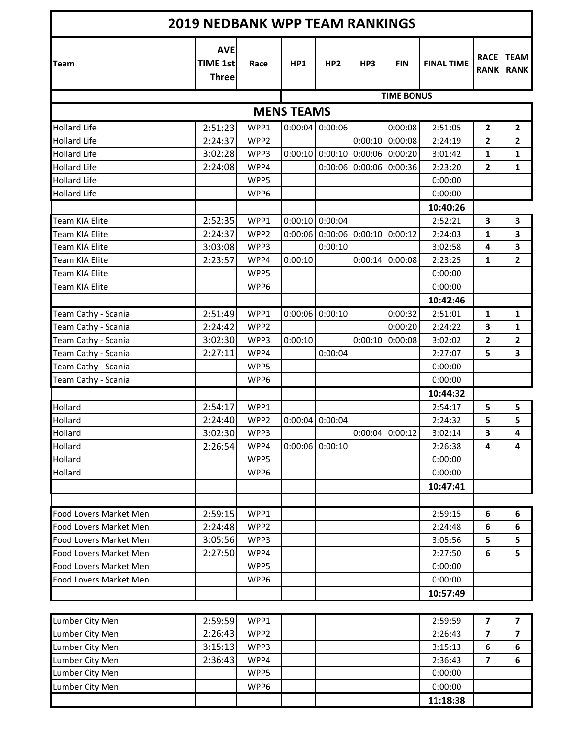# 2019 NEDBANK WPP TEAM RANKINGS

| Team | AVE TIME 1st Three | Race | HP1 | HP2 | HP3 | FIN | FINAL TIME | RACE RANK | TEAM RANK |
|---|---|---|---|---|---|---|---|---|---|
| | | | TIME BONUS | | | | | | |
| **MENS TEAMS** | | | | | | | | | |
| Hollard Life | 2:51:23 | WPP1 | 0:00:04 | 0:00:06 | | 0:00:08 | 2:51:05 | **2** | **2** |
| Hollard Life | 2:24:37 | WPP2 | | | 0:00:10 | 0:00:08 | 2:24:19 | **2** | **2** |
| Hollard Life | 3:02:28 | WPP3 | 0:00:10 | 0:00:10 | 0:00:06 | 0:00:20 | 3:01:42 | **1** | **1** |
| Hollard Life | 2:24:08 | WPP4 | | 0:00:06 | 0:00:06 | 0:00:36 | 2:23:20 | **2** | **1** |
| Hollard Life | | WPP5 | | | | | 0:00:00 | | |
| Hollard Life | | WPP6 | | | | | 0:00:00 | | |
| | | | | | | | **10:40:26** | | |
| Team KIA Elite | 2:52:35 | WPP1 | 0:00:10 | 0:00:04 | | | 2:52:21 | **3** | **3** |
| Team KIA Elite | 2:24:37 | WPP2 | 0:00:06 | 0:00:06 | 0:00:10 | 0:00:12 | 2:24:03 | **1** | **3** |
| Team KIA Elite | 3:03:08 | WPP3 | | 0:00:10 | | | 3:02:58 | **4** | **3** |
| Team KIA Elite | 2:23:57 | WPP4 | 0:00:10 | | 0:00:14 | 0:00:08 | 2:23:25 | **1** | **2** |
| Team KIA Elite | | WPP5 | | | | | 0:00:00 | | |
| Team KIA Elite | | WPP6 | | | | | 0:00:00 | | |
| | | | | | | | **10:42:46** | | |
| Team Cathy - Scania | 2:51:49 | WPP1 | 0:00:06 | 0:00:10 | | 0:00:32 | 2:51:01 | **1** | **1** |
| Team Cathy - Scania | 2:24:42 | WPP2 | | | | 0:00:20 | 2:24:22 | **3** | **1** |
| Team Cathy - Scania | 3:02:30 | WPP3 | 0:00:10 | | 0:00:10 | 0:00:08 | 3:02:02 | **2** | **2** |
| Team Cathy - Scania | 2:27:11 | WPP4 | | 0:00:04 | | | 2:27:07 | **5** | **3** |
| Team Cathy - Scania | | WPP5 | | | | | 0:00:00 | | |
| Team Cathy - Scania | | WPP6 | | | | | 0:00:00 | | |
| | | | | | | | **10:44:32** | | |
| Hollard | 2:54:17 | WPP1 | | | | | 2:54:17 | **5** | **5** |
| Hollard | 2:24:40 | WPP2 | 0:00:04 | 0:00:04 | | | 2:24:32 | **5** | **5** |
| Hollard | 3:02:30 | WPP3 | | | 0:00:04 | 0:00:12 | 3:02:14 | **3** | **4** |
| Hollard | 2:26:54 | WPP4 | 0:00:06 | 0:00:10 | | | 2:26:38 | **4** | **4** |
| Hollard | | WPP5 | | | | | 0:00:00 | | |
| Hollard | | WPP6 | | | | | 0:00:00 | | |
| | | | | | | | **10:47:41** | | |
| | | | | | | | | | |
| Food Lovers Market Men | 2:59:15 | WPP1 | | | | | 2:59:15 | **6** | **6** |
| Food Lovers Market Men | 2:24:48 | WPP2 | | | | | 2:24:48 | **6** | **6** |
| Food Lovers Market Men | 3:05:56 | WPP3 | | | | | 3:05:56 | **5** | **5** |
| Food Lovers Market Men | 2:27:50 | WPP4 | | | | | 2:27:50 | **6** | **5** |
| Food Lovers Market Men | | WPP5 | | | | | 0:00:00 | | |
| Food Lovers Market Men | | WPP6 | | | | | 0:00:00 | | |
| | | | | | | | **10:57:49** | | |
| Lumber City Men | 2:59:59 | WPP1 | | | | | 2:59:59 | **7** | **7** |
| Lumber City Men | 2:26:43 | WPP2 | | | | | 2:26:43 | **7** | **7** |
| Lumber City Men | 3:15:13 | WPP3 | | | | | 3:15:13 | **6** | **6** |
| Lumber City Men | 2:36:43 | WPP4 | | | | | 2:36:43 | **7** | **6** |
| Lumber City Men | | WPP5 | | | | | 0:00:00 | | |
| Lumber City Men | | WPP6 | | | | | 0:00:00 | | |
| | | | | | | | **11:18:38** | | |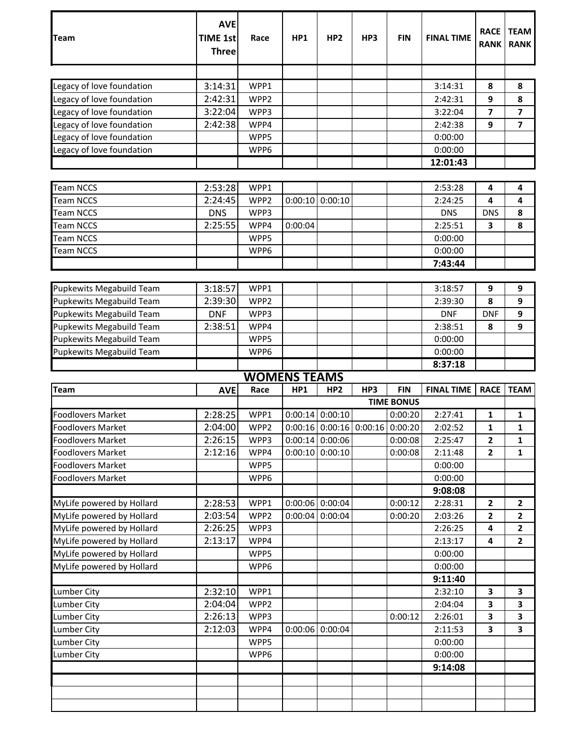| Team | AVE TIME 1st Three | Race | HP1 | HP2 | HP3 | FIN | FINAL TIME | RACE RANK | TEAM RANK |
|---|---|---|---|---|---|---|---|---|---|
| | | | | | | | | | |
| Legacy of love foundation | 3:14:31 | WPP1 | | | | | 3:14:31 | **8** | **8** |
| Legacy of love foundation | 2:42:31 | WPP2 | | | | | 2:42:31 | **9** | **8** |
| Legacy of love foundation | 3:22:04 | WPP3 | | | | | 3:22:04 | **7** | **7** |
| Legacy of love foundation | 2:42:38 | WPP4 | | | | | 2:42:38 | **9** | **7** |
| Legacy of love foundation | | WPP5 | | | | | 0:00:00 | | |
| Legacy of love foundation | | WPP6 | | | | | 0:00:00 | | |
| | | | | | | | **12:01:43** | | |
| Team NCCS | 2:53:28 | WPP1 | | | | | 2:53:28 | **4** | **4** |
| Team NCCS | 2:24:45 | WPP2 | 0:00:10 | 0:00:10 | | | 2:24:25 | **4** | **4** |
| Team NCCS | DNS | WPP3 | | | | | DNS | DNS | **8** |
| Team NCCS | 2:25:55 | WPP4 | 0:00:04 | | | | 2:25:51 | **3** | **8** |
| Team NCCS | | WPP5 | | | | | 0:00:00 | | |
| Team NCCS | | WPP6 | | | | | 0:00:00 | | |
| | | | | | | | **7:43:44** | | |
| Pupkewits Megabuild Team | 3:18:57 | WPP1 | | | | | 3:18:57 | **9** | **9** |
| Pupkewits Megabuild Team | 2:39:30 | WPP2 | | | | | 2:39:30 | **8** | **9** |
| Pupkewits Megabuild Team | DNF | WPP3 | | | | | DNF | DNF | **9** |
| Pupkewits Megabuild Team | 2:38:51 | WPP4 | | | | | 2:38:51 | **8** | **9** |
| Pupkewits Megabuild Team | | WPP5 | | | | | 0:00:00 | | |
| Pupkewits Megabuild Team | | WPP6 | | | | | 0:00:00 | | |
| | | | | | | | **8:37:18** | | |

## WOMENS TEAMS

| Team | AVE | Race | HP1 | HP2 | HP3 | FIN | FINAL TIME | RACE | TEAM |
|---|---|---|---|---|---|---|---|---|---|
| | | | TIME BONUS | | | | | | |
| Foodlovers Market | 2:28:25 | WPP1 | 0:00:14 | 0:00:10 | | 0:00:20 | 2:27:41 | **1** | **1** |
| Foodlovers Market | 2:04:00 | WPP2 | 0:00:16 | 0:00:16 | 0:00:16 | 0:00:20 | 2:02:52 | **1** | **1** |
| Foodlovers Market | 2:26:15 | WPP3 | 0:00:14 | 0:00:06 | | 0:00:08 | 2:25:47 | **2** | **1** |
| Foodlovers Market | 2:12:16 | WPP4 | 0:00:10 | 0:00:10 | | 0:00:08 | 2:11:48 | **2** | **1** |
| Foodlovers Market | | WPP5 | | | | | 0:00:00 | | |
| Foodlovers Market | | WPP6 | | | | | 0:00:00 | | |
| | | | | | | | **9:08:08** | | |
| MyLife powered by Hollard | 2:28:53 | WPP1 | 0:00:06 | 0:00:04 | | 0:00:12 | 2:28:31 | **2** | **2** |
| MyLife powered by Hollard | 2:03:54 | WPP2 | 0:00:04 | 0:00:04 | | 0:00:20 | 2:03:26 | **2** | **2** |
| MyLife powered by Hollard | 2:26:25 | WPP3 | | | | | 2:26:25 | **4** | **2** |
| MyLife powered by Hollard | 2:13:17 | WPP4 | | | | | 2:13:17 | **4** | **2** |
| MyLife powered by Hollard | | WPP5 | | | | | 0:00:00 | | |
| MyLife powered by Hollard | | WPP6 | | | | | 0:00:00 | | |
| | | | | | | | **9:11:40** | | |
| Lumber City | 2:32:10 | WPP1 | | | | | 2:32:10 | **3** | **3** |
| Lumber City | 2:04:04 | WPP2 | | | | | 2:04:04 | **3** | **3** |
| Lumber City | 2:26:13 | WPP3 | | | | 0:00:12 | 2:26:01 | **3** | **3** |
| Lumber City | 2:12:03 | WPP4 | 0:00:06 | 0:00:04 | | | 2:11:53 | **3** | **3** |
| Lumber City | | WPP5 | | | | | 0:00:00 | | |
| Lumber City | | WPP6 | | | | | 0:00:00 | | |
| | | | | | | | **9:14:08** | | |
| | | | | | | | | | |
| | | | | | | | | | |
| | | | | | | | | | |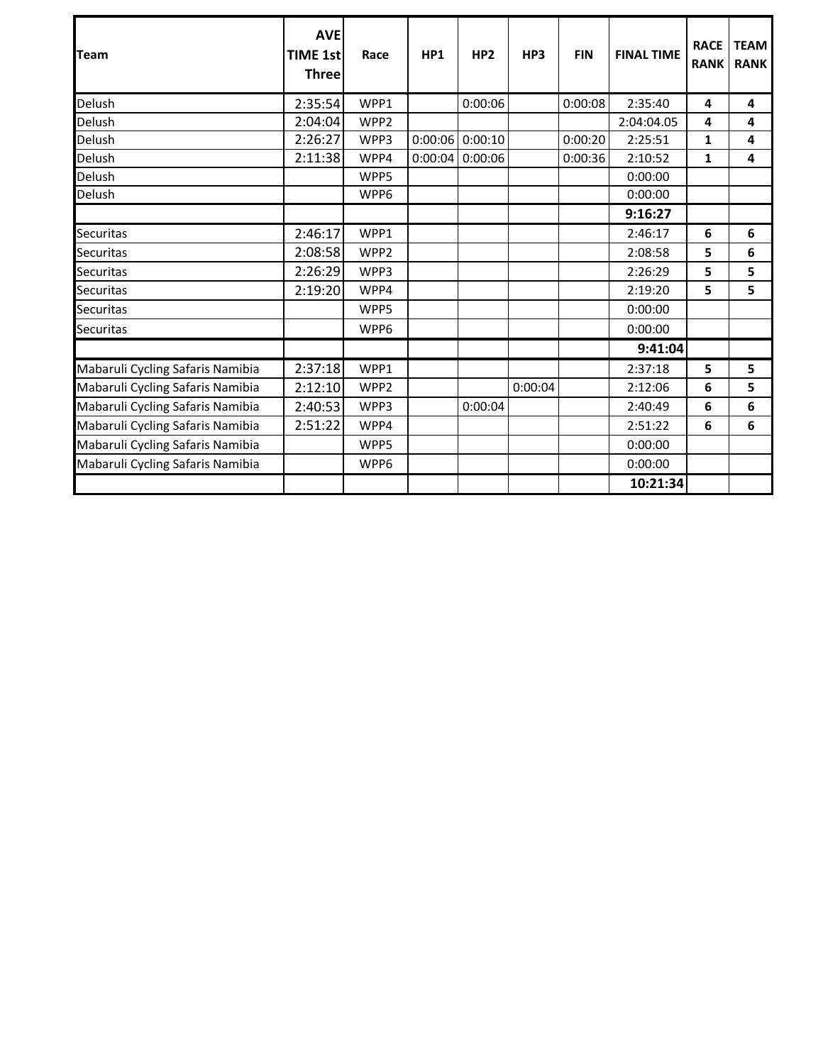| Team | AVE TIME 1st Three | Race | HP1 | HP2 | HP3 | FIN | FINAL TIME | RACE RANK | TEAM RANK |
|---|---|---|---|---|---|---|---|---|---|
| Delush | 2:35:54 | WPP1 | | 0:00:06 | | 0:00:08 | 2:35:40 | **4** | **4** |
| Delush | 2:04:04 | WPP2 | | | | | 2:04:04.05 | **4** | **4** |
| Delush | 2:26:27 | WPP3 | 0:00:06 | 0:00:10 | | 0:00:20 | 2:25:51 | **1** | **4** |
| Delush | 2:11:38 | WPP4 | 0:00:04 | 0:00:06 | | 0:00:36 | 2:10:52 | **1** | **4** |
| Delush | | WPP5 | | | | | 0:00:00 | | |
| Delush | | WPP6 | | | | | 0:00:00 | | |
| | | | | | | | **9:16:27** | | |
| Securitas | 2:46:17 | WPP1 | | | | | 2:46:17 | **6** | **6** |
| Securitas | 2:08:58 | WPP2 | | | | | 2:08:58 | **5** | **6** |
| Securitas | 2:26:29 | WPP3 | | | | | 2:26:29 | **5** | **5** |
| Securitas | 2:19:20 | WPP4 | | | | | 2:19:20 | **5** | **5** |
| Securitas | | WPP5 | | | | | 0:00:00 | | |
| Securitas | | WPP6 | | | | | 0:00:00 | | |
| | | | | | | | **9:41:04** | | |
| Mabaruli Cycling Safaris Namibia | 2:37:18 | WPP1 | | | | | 2:37:18 | **5** | **5** |
| Mabaruli Cycling Safaris Namibia | 2:12:10 | WPP2 | | | 0:00:04 | | 2:12:06 | **6** | **5** |
| Mabaruli Cycling Safaris Namibia | 2:40:53 | WPP3 | | 0:00:04 | | | 2:40:49 | **6** | **6** |
| Mabaruli Cycling Safaris Namibia | 2:51:22 | WPP4 | | | | | 2:51:22 | **6** | **6** |
| Mabaruli Cycling Safaris Namibia | | WPP5 | | | | | 0:00:00 | | |
| Mabaruli Cycling Safaris Namibia | | WPP6 | | | | | 0:00:00 | | |
| | | | | | | | **10:21:34** | | |